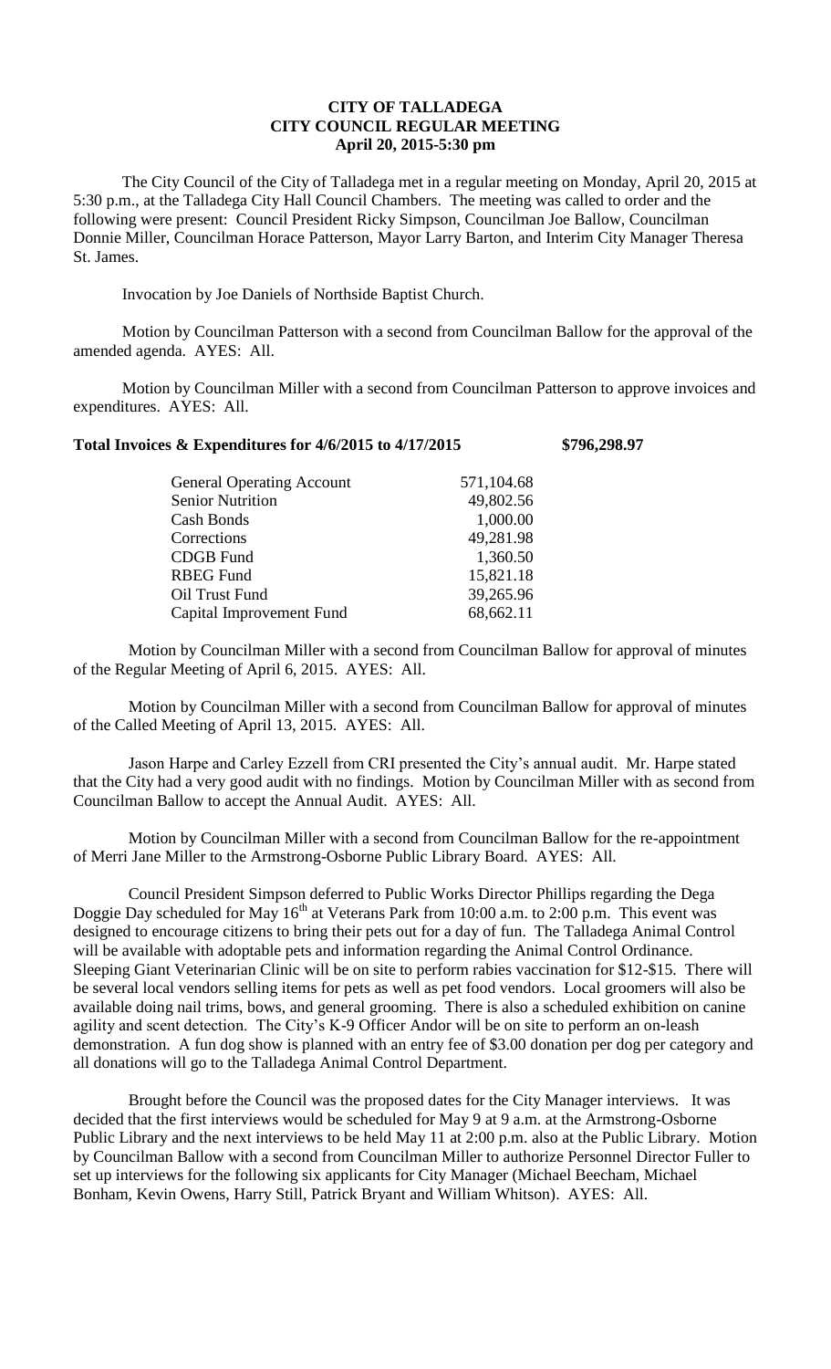# CITY OF TALLADEGA
## CITY COUNCIL REGULAR MEETING
### April 20, 2015-5:30 pm

The City Council of the City of Talladega met in a regular meeting on Monday, April 20, 2015 at 5:30 p.m., at the Talladega City Hall Council Chambers. The meeting was called to order and the following were present: Council President Ricky Simpson, Councilman Joe Ballow, Councilman Donnie Miller, Councilman Horace Patterson, Mayor Larry Barton, and Interim City Manager Theresa St. James.

Invocation by Joe Daniels of Northside Baptist Church.

Motion by Councilman Patterson with a second from Councilman Ballow for the approval of the amended agenda. AYES: All.

Motion by Councilman Miller with a second from Councilman Patterson to approve invoices and expenditures. AYES: All.

**Total Invoices & Expenditures for 4/6/2015 to 4/17/2015 $796,298.97**

| | |
|---|---|
| General Operating Account | 571,104.68 |
| Senior Nutrition | 49,802.56 |
| Cash Bonds | 1,000.00 |
| Corrections | 49,281.98 |
| CDGB Fund | 1,360.50 |
| RBEG Fund | 15,821.18 |
| Oil Trust Fund | 39,265.96 |
| Capital Improvement Fund | 68,662.11 |

Motion by Councilman Miller with a second from Councilman Ballow for approval of minutes of the Regular Meeting of April 6, 2015. AYES: All.

Motion by Councilman Miller with a second from Councilman Ballow for approval of minutes of the Called Meeting of April 13, 2015. AYES: All.

Jason Harpe and Carley Ezzell from CRI presented the City's annual audit. Mr. Harpe stated that the City had a very good audit with no findings. Motion by Councilman Miller with as second from Councilman Ballow to accept the Annual Audit. AYES: All.

Motion by Councilman Miller with a second from Councilman Ballow for the re-appointment of Merri Jane Miller to the Armstrong-Osborne Public Library Board. AYES: All.

Council President Simpson deferred to Public Works Director Phillips regarding the Dega Doggie Day scheduled for May 16th at Veterans Park from 10:00 a.m. to 2:00 p.m. This event was designed to encourage citizens to bring their pets out for a day of fun. The Talladega Animal Control will be available with adoptable pets and information regarding the Animal Control Ordinance. Sleeping Giant Veterinarian Clinic will be on site to perform rabies vaccination for $12-$15. There will be several local vendors selling items for pets as well as pet food vendors. Local groomers will also be available doing nail trims, bows, and general grooming. There is also a scheduled exhibition on canine agility and scent detection. The City's K-9 Officer Andor will be on site to perform an on-leash demonstration. A fun dog show is planned with an entry fee of $3.00 donation per dog per category and all donations will go to the Talladega Animal Control Department.

Brought before the Council was the proposed dates for the City Manager interviews. It was decided that the first interviews would be scheduled for May 9 at 9 a.m. at the Armstrong-Osborne Public Library and the next interviews to be held May 11 at 2:00 p.m. also at the Public Library. Motion by Councilman Ballow with a second from Councilman Miller to authorize Personnel Director Fuller to set up interviews for the following six applicants for City Manager (Michael Beecham, Michael Bonham, Kevin Owens, Harry Still, Patrick Bryant and William Whitson). AYES: All.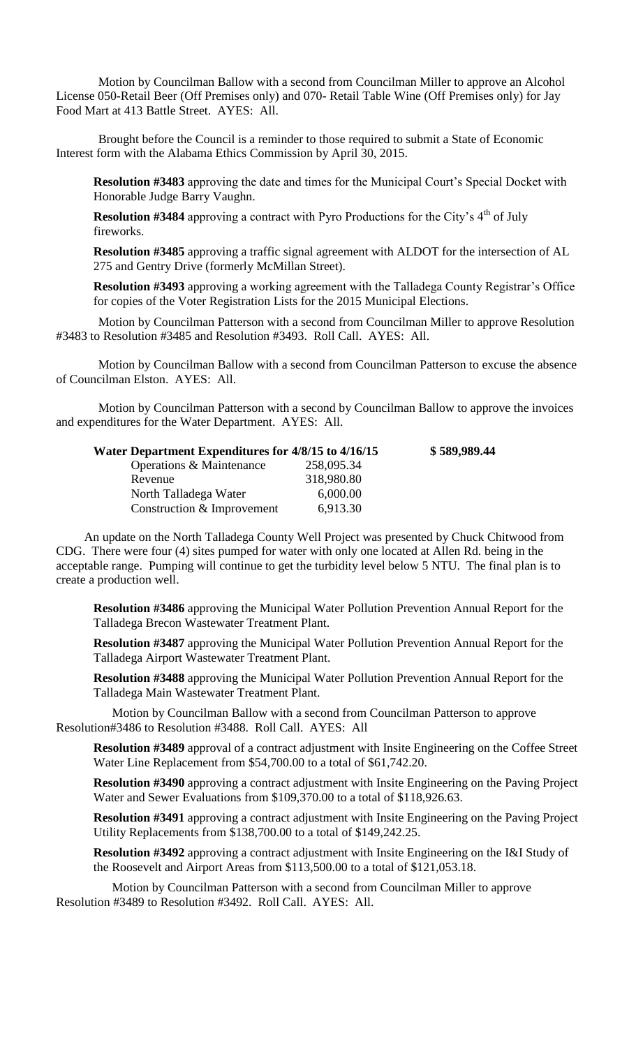Motion by Councilman Ballow with a second from Councilman Miller to approve an Alcohol License 050-Retail Beer (Off Premises only) and 070- Retail Table Wine (Off Premises only) for Jay Food Mart at 413 Battle Street. AYES: All.

Brought before the Council is a reminder to those required to submit a State of Economic Interest form with the Alabama Ethics Commission by April 30, 2015.

**Resolution #3483** approving the date and times for the Municipal Court's Special Docket with Honorable Judge Barry Vaughn.

**Resolution #3484** approving a contract with Pyro Productions for the City's 4th of July fireworks.

**Resolution #3485** approving a traffic signal agreement with ALDOT for the intersection of AL 275 and Gentry Drive (formerly McMillan Street).

**Resolution #3493** approving a working agreement with the Talladega County Registrar's Office for copies of the Voter Registration Lists for the 2015 Municipal Elections.

Motion by Councilman Patterson with a second from Councilman Miller to approve Resolution #3483 to Resolution #3485 and Resolution #3493. Roll Call. AYES: All.

Motion by Councilman Ballow with a second from Councilman Patterson to excuse the absence of Councilman Elston. AYES: All.

Motion by Councilman Patterson with a second by Councilman Ballow to approve the invoices and expenditures for the Water Department. AYES: All.

| **Water Department Expenditures for 4/8/15 to 4/16/15** | | **$ 589,989.44** |
|---|---|---|
| Operations & Maintenance | 258,095.34 | |
| Revenue | 318,980.80 | |
| North Talladega Water | 6,000.00 | |
| Construction & Improvement | 6,913.30 | |

An update on the North Talladega County Well Project was presented by Chuck Chitwood from CDG. There were four (4) sites pumped for water with only one located at Allen Rd. being in the acceptable range. Pumping will continue to get the turbidity level below 5 NTU. The final plan is to create a production well.

**Resolution #3486** approving the Municipal Water Pollution Prevention Annual Report for the Talladega Brecon Wastewater Treatment Plant.

**Resolution #3487** approving the Municipal Water Pollution Prevention Annual Report for the Talladega Airport Wastewater Treatment Plant.

**Resolution #3488** approving the Municipal Water Pollution Prevention Annual Report for the Talladega Main Wastewater Treatment Plant.

Motion by Councilman Ballow with a second from Councilman Patterson to approve Resolution#3486 to Resolution #3488. Roll Call. AYES: All

**Resolution #3489** approval of a contract adjustment with Insite Engineering on the Coffee Street Water Line Replacement from $54,700.00 to a total of $61,742.20.

**Resolution #3490** approving a contract adjustment with Insite Engineering on the Paving Project Water and Sewer Evaluations from $109,370.00 to a total of $118,926.63.

**Resolution #3491** approving a contract adjustment with Insite Engineering on the Paving Project Utility Replacements from $138,700.00 to a total of $149,242.25.

**Resolution #3492** approving a contract adjustment with Insite Engineering on the I&I Study of the Roosevelt and Airport Areas from $113,500.00 to a total of $121,053.18.

Motion by Councilman Patterson with a second from Councilman Miller to approve Resolution #3489 to Resolution #3492. Roll Call. AYES: All.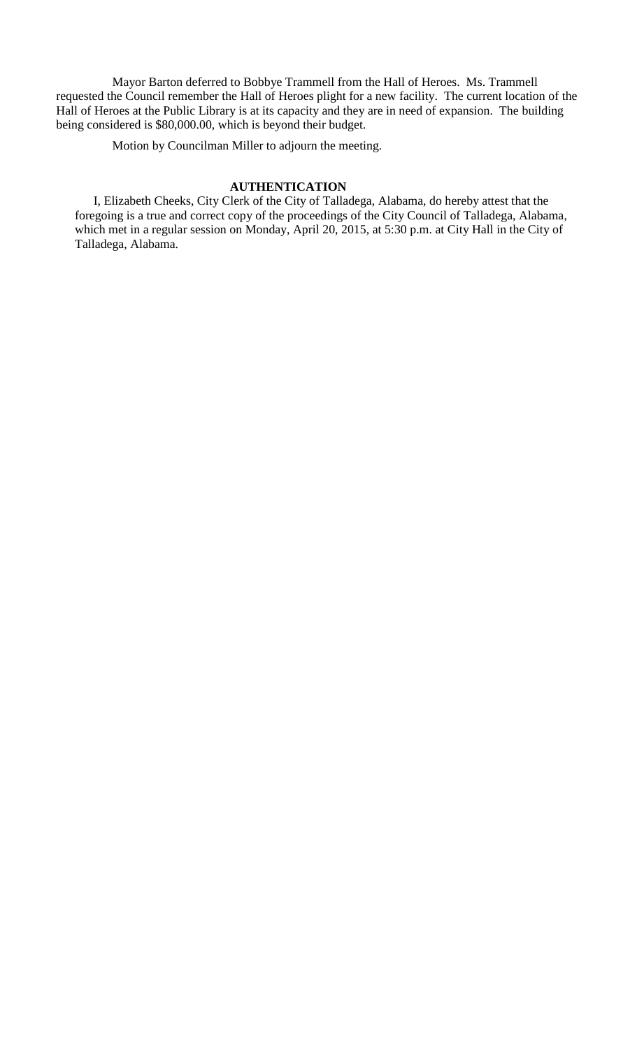Mayor Barton deferred to Bobbye Trammell from the Hall of Heroes. Ms. Trammell requested the Council remember the Hall of Heroes plight for a new facility. The current location of the Hall of Heroes at the Public Library is at its capacity and they are in need of expansion. The building being considered is $80,000.00, which is beyond their budget.

Motion by Councilman Miller to adjourn the meeting.

**AUTHENTICATION**

I, Elizabeth Cheeks, City Clerk of the City of Talladega, Alabama, do hereby attest that the foregoing is a true and correct copy of the proceedings of the City Council of Talladega, Alabama, which met in a regular session on Monday, April 20, 2015, at 5:30 p.m. at City Hall in the City of Talladega, Alabama.